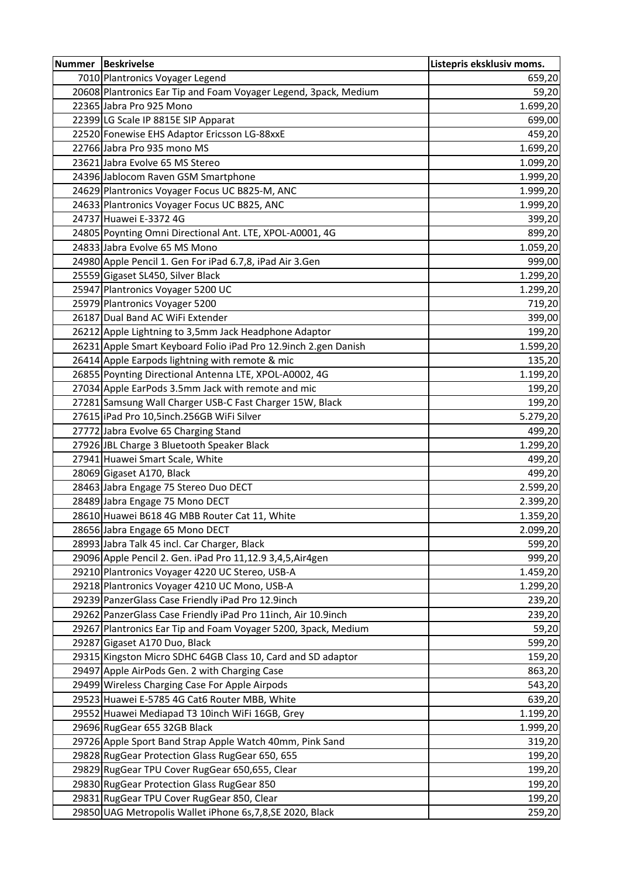| Nummer | Beskrivelse | Listepris eksklusiv moms. |
|---|---|---|
| 7010 | Plantronics Voyager Legend | 659,20 |
| 20608 | Plantronics Ear Tip and Foam Voyager Legend, 3pack, Medium | 59,20 |
| 22365 | Jabra Pro 925 Mono | 1.699,20 |
| 22399 | LG Scale IP 8815E SIP Apparat | 699,00 |
| 22520 | Fonewise EHS Adaptor Ericsson LG-88xxE | 459,20 |
| 22766 | Jabra Pro 935 mono MS | 1.699,20 |
| 23621 | Jabra Evolve 65 MS Stereo | 1.099,20 |
| 24396 | Jablocom Raven GSM Smartphone | 1.999,20 |
| 24629 | Plantronics Voyager Focus UC B825-M, ANC | 1.999,20 |
| 24633 | Plantronics Voyager Focus UC B825, ANC | 1.999,20 |
| 24737 | Huawei E-3372 4G | 399,20 |
| 24805 | Poynting Omni Directional Ant. LTE, XPOL-A0001, 4G | 899,20 |
| 24833 | Jabra Evolve 65 MS Mono | 1.059,20 |
| 24980 | Apple Pencil 1. Gen For iPad 6.7,8, iPad Air 3.Gen | 999,00 |
| 25559 | Gigaset SL450, Silver Black | 1.299,20 |
| 25947 | Plantronics Voyager 5200 UC | 1.299,20 |
| 25979 | Plantronics Voyager 5200 | 719,20 |
| 26187 | Dual Band AC WiFi Extender | 399,00 |
| 26212 | Apple Lightning to 3,5mm Jack Headphone Adaptor | 199,20 |
| 26231 | Apple Smart Keyboard Folio iPad Pro 12.9inch 2.gen Danish | 1.599,20 |
| 26414 | Apple Earpods lightning with remote & mic | 135,20 |
| 26855 | Poynting Directional Antenna LTE, XPOL-A0002, 4G | 1.199,20 |
| 27034 | Apple EarPods 3.5mm Jack with remote and mic | 199,20 |
| 27281 | Samsung Wall Charger USB-C Fast Charger 15W, Black | 199,20 |
| 27615 | iPad Pro 10,5inch.256GB WiFi Silver | 5.279,20 |
| 27772 | Jabra Evolve 65 Charging Stand | 499,20 |
| 27926 | JBL Charge 3 Bluetooth Speaker Black | 1.299,20 |
| 27941 | Huawei Smart Scale, White | 499,20 |
| 28069 | Gigaset A170, Black | 499,20 |
| 28463 | Jabra Engage 75 Stereo Duo DECT | 2.599,20 |
| 28489 | Jabra Engage 75 Mono DECT | 2.399,20 |
| 28610 | Huawei B618 4G MBB Router Cat 11, White | 1.359,20 |
| 28656 | Jabra Engage 65 Mono DECT | 2.099,20 |
| 28993 | Jabra Talk 45 incl. Car Charger, Black | 599,20 |
| 29096 | Apple Pencil 2. Gen. iPad Pro 11,12.9 3,4,5,Air4gen | 999,20 |
| 29210 | Plantronics Voyager 4220 UC Stereo, USB-A | 1.459,20 |
| 29218 | Plantronics Voyager 4210 UC Mono, USB-A | 1.299,20 |
| 29239 | PanzerGlass Case Friendly iPad Pro 12.9inch | 239,20 |
| 29262 | PanzerGlass Case Friendly iPad Pro 11inch, Air 10.9inch | 239,20 |
| 29267 | Plantronics Ear Tip and Foam Voyager 5200, 3pack, Medium | 59,20 |
| 29287 | Gigaset A170 Duo, Black | 599,20 |
| 29315 | Kingston Micro SDHC 64GB Class 10, Card and SD adaptor | 159,20 |
| 29497 | Apple AirPods Gen. 2 with Charging Case | 863,20 |
| 29499 | Wireless Charging Case For Apple Airpods | 543,20 |
| 29523 | Huawei E-5785 4G Cat6 Router MBB, White | 639,20 |
| 29552 | Huawei Mediapad T3 10inch WiFi 16GB, Grey | 1.199,20 |
| 29696 | RugGear 655 32GB Black | 1.999,20 |
| 29726 | Apple Sport Band Strap Apple Watch 40mm, Pink Sand | 319,20 |
| 29828 | RugGear Protection Glass RugGear 650, 655 | 199,20 |
| 29829 | RugGear TPU Cover RugGear 650,655, Clear | 199,20 |
| 29830 | RugGear Protection Glass RugGear 850 | 199,20 |
| 29831 | RugGear TPU Cover RugGear 850, Clear | 199,20 |
| 29850 | UAG Metropolis Wallet iPhone 6s,7,8,SE 2020, Black | 259,20 |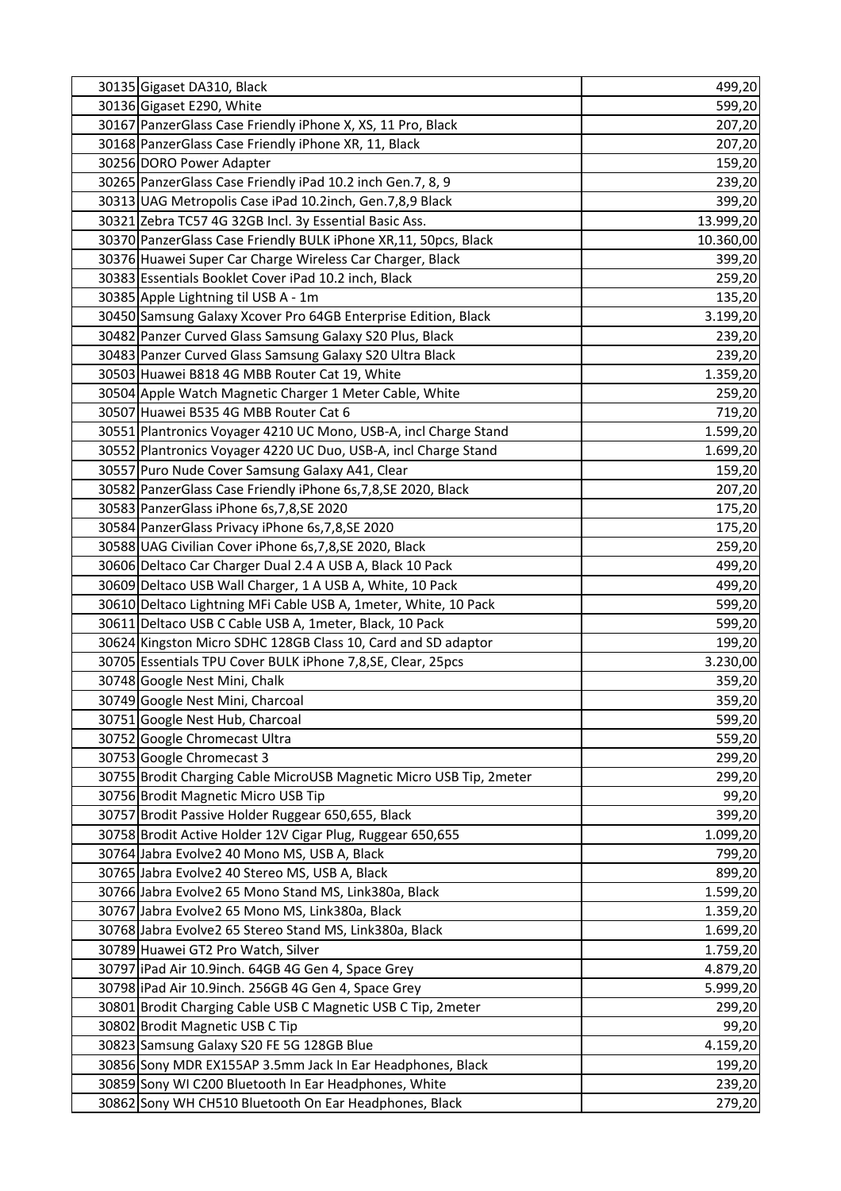| | | |
|---|---|---|
| 30135 | Gigaset DA310, Black | 499,20 |
| 30136 | Gigaset E290, White | 599,20 |
| 30167 | PanzerGlass Case Friendly iPhone X, XS, 11 Pro, Black | 207,20 |
| 30168 | PanzerGlass Case Friendly iPhone XR, 11, Black | 207,20 |
| 30256 | DORO Power Adapter | 159,20 |
| 30265 | PanzerGlass Case Friendly iPad 10.2 inch Gen.7, 8, 9 | 239,20 |
| 30313 | UAG Metropolis Case iPad 10.2inch, Gen.7,8,9 Black | 399,20 |
| 30321 | Zebra TC57 4G 32GB Incl. 3y Essential Basic Ass. | 13.999,20 |
| 30370 | PanzerGlass Case Friendly BULK iPhone XR,11, 50pcs, Black | 10.360,00 |
| 30376 | Huawei Super Car Charge Wireless Car Charger, Black | 399,20 |
| 30383 | Essentials Booklet Cover iPad 10.2 inch, Black | 259,20 |
| 30385 | Apple Lightning til USB A - 1m | 135,20 |
| 30450 | Samsung Galaxy Xcover Pro 64GB Enterprise Edition, Black | 3.199,20 |
| 30482 | Panzer Curved Glass Samsung Galaxy S20 Plus, Black | 239,20 |
| 30483 | Panzer Curved Glass Samsung Galaxy S20 Ultra Black | 239,20 |
| 30503 | Huawei B818 4G MBB Router Cat 19, White | 1.359,20 |
| 30504 | Apple Watch Magnetic Charger 1 Meter Cable, White | 259,20 |
| 30507 | Huawei B535 4G MBB Router Cat 6 | 719,20 |
| 30551 | Plantronics Voyager 4210 UC Mono, USB-A, incl Charge Stand | 1.599,20 |
| 30552 | Plantronics Voyager 4220 UC Duo, USB-A, incl Charge Stand | 1.699,20 |
| 30557 | Puro Nude Cover Samsung Galaxy A41, Clear | 159,20 |
| 30582 | PanzerGlass Case Friendly iPhone 6s,7,8,SE 2020, Black | 207,20 |
| 30583 | PanzerGlass iPhone 6s,7,8,SE 2020 | 175,20 |
| 30584 | PanzerGlass Privacy iPhone 6s,7,8,SE 2020 | 175,20 |
| 30588 | UAG Civilian Cover iPhone 6s,7,8,SE 2020, Black | 259,20 |
| 30606 | Deltaco Car Charger Dual 2.4 A USB A, Black 10 Pack | 499,20 |
| 30609 | Deltaco USB Wall Charger, 1 A USB A, White, 10 Pack | 499,20 |
| 30610 | Deltaco Lightning MFi Cable USB A, 1meter, White, 10 Pack | 599,20 |
| 30611 | Deltaco USB C Cable USB A, 1meter, Black, 10 Pack | 599,20 |
| 30624 | Kingston Micro SDHC 128GB Class 10, Card and SD adaptor | 199,20 |
| 30705 | Essentials TPU Cover BULK iPhone 7,8,SE, Clear, 25pcs | 3.230,00 |
| 30748 | Google Nest Mini, Chalk | 359,20 |
| 30749 | Google Nest Mini, Charcoal | 359,20 |
| 30751 | Google Nest Hub, Charcoal | 599,20 |
| 30752 | Google Chromecast Ultra | 559,20 |
| 30753 | Google Chromecast 3 | 299,20 |
| 30755 | Brodit Charging Cable MicroUSB Magnetic Micro USB Tip, 2meter | 299,20 |
| 30756 | Brodit Magnetic Micro USB Tip | 99,20 |
| 30757 | Brodit Passive Holder Ruggear 650,655, Black | 399,20 |
| 30758 | Brodit Active Holder 12V Cigar Plug, Ruggear 650,655 | 1.099,20 |
| 30764 | Jabra Evolve2 40 Mono MS, USB A, Black | 799,20 |
| 30765 | Jabra Evolve2 40 Stereo MS, USB A, Black | 899,20 |
| 30766 | Jabra Evolve2 65 Mono Stand MS, Link380a, Black | 1.599,20 |
| 30767 | Jabra Evolve2 65 Mono MS, Link380a, Black | 1.359,20 |
| 30768 | Jabra Evolve2 65 Stereo Stand MS, Link380a, Black | 1.699,20 |
| 30789 | Huawei GT2 Pro Watch, Silver | 1.759,20 |
| 30797 | iPad Air 10.9inch. 64GB 4G Gen 4, Space Grey | 4.879,20 |
| 30798 | iPad Air 10.9inch. 256GB 4G Gen 4, Space Grey | 5.999,20 |
| 30801 | Brodit Charging Cable USB C Magnetic USB C Tip, 2meter | 299,20 |
| 30802 | Brodit Magnetic USB C Tip | 99,20 |
| 30823 | Samsung Galaxy S20 FE 5G 128GB Blue | 4.159,20 |
| 30856 | Sony MDR EX155AP 3.5mm Jack In Ear Headphones, Black | 199,20 |
| 30859 | Sony WI C200 Bluetooth In Ear Headphones, White | 239,20 |
| 30862 | Sony WH CH510 Bluetooth On Ear Headphones, Black | 279,20 |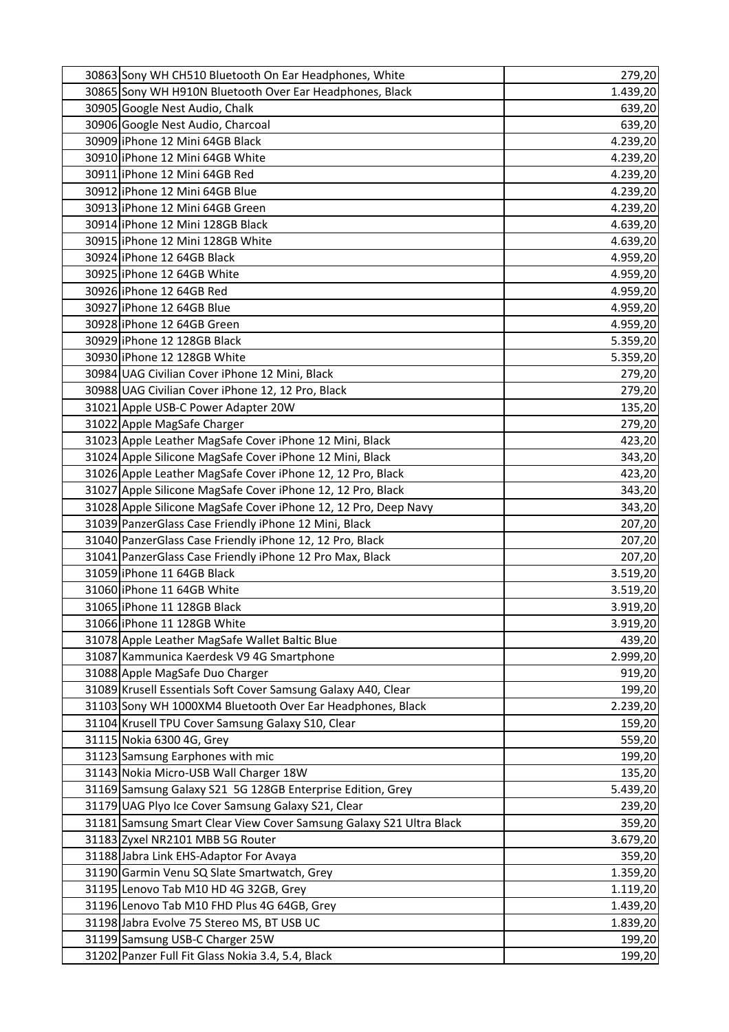| | | |
|---|---|---|
| 30863 | Sony WH CH510 Bluetooth On Ear Headphones, White | 279,20 |
| 30865 | Sony WH H910N Bluetooth Over Ear Headphones, Black | 1.439,20 |
| 30905 | Google Nest Audio, Chalk | 639,20 |
| 30906 | Google Nest Audio, Charcoal | 639,20 |
| 30909 | iPhone 12 Mini 64GB Black | 4.239,20 |
| 30910 | iPhone 12 Mini 64GB White | 4.239,20 |
| 30911 | iPhone 12 Mini 64GB Red | 4.239,20 |
| 30912 | iPhone 12 Mini 64GB Blue | 4.239,20 |
| 30913 | iPhone 12 Mini 64GB Green | 4.239,20 |
| 30914 | iPhone 12 Mini 128GB Black | 4.639,20 |
| 30915 | iPhone 12 Mini 128GB White | 4.639,20 |
| 30924 | iPhone 12 64GB Black | 4.959,20 |
| 30925 | iPhone 12 64GB White | 4.959,20 |
| 30926 | iPhone 12 64GB Red | 4.959,20 |
| 30927 | iPhone 12 64GB Blue | 4.959,20 |
| 30928 | iPhone 12 64GB Green | 4.959,20 |
| 30929 | iPhone 12 128GB Black | 5.359,20 |
| 30930 | iPhone 12 128GB White | 5.359,20 |
| 30984 | UAG Civilian Cover iPhone 12 Mini, Black | 279,20 |
| 30988 | UAG Civilian Cover iPhone 12, 12 Pro, Black | 279,20 |
| 31021 | Apple USB-C Power Adapter 20W | 135,20 |
| 31022 | Apple MagSafe Charger | 279,20 |
| 31023 | Apple Leather MagSafe Cover iPhone 12 Mini, Black | 423,20 |
| 31024 | Apple Silicone MagSafe Cover iPhone 12 Mini, Black | 343,20 |
| 31026 | Apple Leather MagSafe Cover iPhone 12, 12 Pro, Black | 423,20 |
| 31027 | Apple Silicone MagSafe Cover iPhone 12, 12 Pro, Black | 343,20 |
| 31028 | Apple Silicone MagSafe Cover iPhone 12, 12 Pro, Deep Navy | 343,20 |
| 31039 | PanzerGlass Case Friendly iPhone 12 Mini, Black | 207,20 |
| 31040 | PanzerGlass Case Friendly iPhone 12, 12 Pro, Black | 207,20 |
| 31041 | PanzerGlass Case Friendly iPhone 12 Pro Max, Black | 207,20 |
| 31059 | iPhone 11 64GB Black | 3.519,20 |
| 31060 | iPhone 11 64GB White | 3.519,20 |
| 31065 | iPhone 11 128GB Black | 3.919,20 |
| 31066 | iPhone 11 128GB White | 3.919,20 |
| 31078 | Apple Leather MagSafe Wallet Baltic Blue | 439,20 |
| 31087 | Kammunica Kaerdesk V9 4G Smartphone | 2.999,20 |
| 31088 | Apple MagSafe Duo Charger | 919,20 |
| 31089 | Krusell Essentials Soft Cover Samsung Galaxy A40, Clear | 199,20 |
| 31103 | Sony WH 1000XM4 Bluetooth Over Ear Headphones, Black | 2.239,20 |
| 31104 | Krusell TPU Cover Samsung Galaxy S10, Clear | 159,20 |
| 31115 | Nokia 6300 4G, Grey | 559,20 |
| 31123 | Samsung Earphones with mic | 199,20 |
| 31143 | Nokia Micro-USB Wall Charger 18W | 135,20 |
| 31169 | Samsung Galaxy S21  5G 128GB Enterprise Edition, Grey | 5.439,20 |
| 31179 | UAG Plyo Ice Cover Samsung Galaxy S21, Clear | 239,20 |
| 31181 | Samsung Smart Clear View Cover Samsung Galaxy S21 Ultra Black | 359,20 |
| 31183 | Zyxel NR2101 MBB 5G Router | 3.679,20 |
| 31188 | Jabra Link EHS-Adaptor For Avaya | 359,20 |
| 31190 | Garmin Venu SQ Slate Smartwatch, Grey | 1.359,20 |
| 31195 | Lenovo Tab M10 HD 4G 32GB, Grey | 1.119,20 |
| 31196 | Lenovo Tab M10 FHD Plus 4G 64GB, Grey | 1.439,20 |
| 31198 | Jabra Evolve 75 Stereo MS, BT USB UC | 1.839,20 |
| 31199 | Samsung USB-C Charger 25W | 199,20 |
| 31202 | Panzer Full Fit Glass Nokia 3.4, 5.4, Black | 199,20 |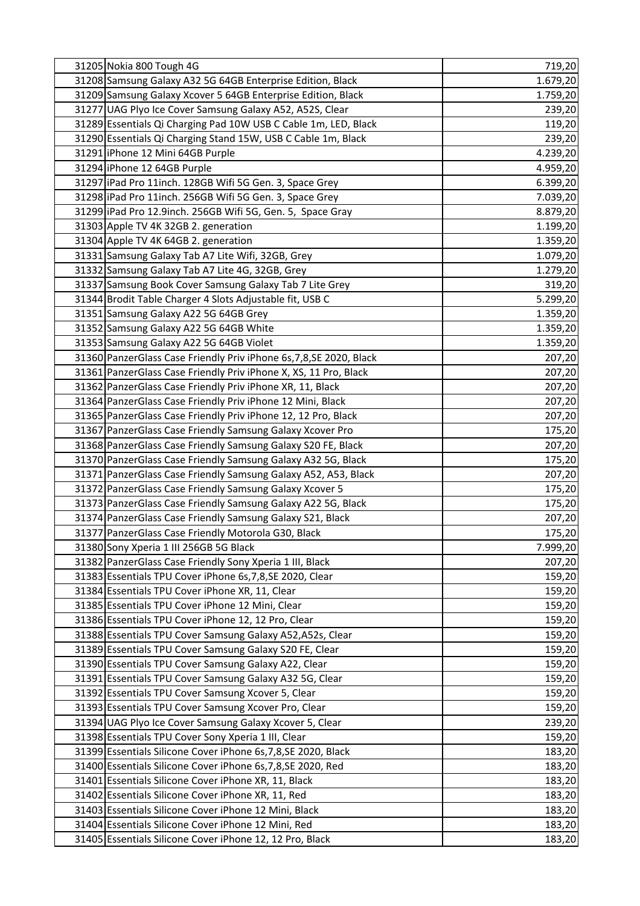| | | |
|---|---|---|
| 31205 | Nokia 800 Tough 4G | 719,20 |
| 31208 | Samsung Galaxy A32 5G 64GB Enterprise Edition, Black | 1.679,20 |
| 31209 | Samsung Galaxy Xcover 5 64GB Enterprise Edition, Black | 1.759,20 |
| 31277 | UAG Plyo Ice Cover Samsung Galaxy A52, A52S, Clear | 239,20 |
| 31289 | Essentials Qi Charging Pad 10W USB C Cable 1m, LED, Black | 119,20 |
| 31290 | Essentials Qi Charging Stand 15W, USB C Cable 1m, Black | 239,20 |
| 31291 | iPhone 12 Mini 64GB Purple | 4.239,20 |
| 31294 | iPhone 12 64GB Purple | 4.959,20 |
| 31297 | iPad Pro 11inch. 128GB Wifi 5G Gen. 3, Space Grey | 6.399,20 |
| 31298 | iPad Pro 11inch. 256GB Wifi 5G Gen. 3, Space Grey | 7.039,20 |
| 31299 | iPad Pro 12.9inch. 256GB Wifi 5G, Gen. 5, Space Gray | 8.879,20 |
| 31303 | Apple TV 4K 32GB 2. generation | 1.199,20 |
| 31304 | Apple TV 4K 64GB 2. generation | 1.359,20 |
| 31331 | Samsung Galaxy Tab A7 Lite Wifi, 32GB, Grey | 1.079,20 |
| 31332 | Samsung Galaxy Tab A7 Lite 4G, 32GB, Grey | 1.279,20 |
| 31337 | Samsung Book Cover Samsung Galaxy Tab 7 Lite Grey | 319,20 |
| 31344 | Brodit Table Charger 4 Slots Adjustable fit, USB C | 5.299,20 |
| 31351 | Samsung Galaxy A22 5G 64GB Grey | 1.359,20 |
| 31352 | Samsung Galaxy A22 5G 64GB White | 1.359,20 |
| 31353 | Samsung Galaxy A22 5G 64GB Violet | 1.359,20 |
| 31360 | PanzerGlass Case Friendly Priv iPhone 6s,7,8,SE 2020, Black | 207,20 |
| 31361 | PanzerGlass Case Friendly Priv iPhone X, XS, 11 Pro, Black | 207,20 |
| 31362 | PanzerGlass Case Friendly Priv iPhone XR, 11, Black | 207,20 |
| 31364 | PanzerGlass Case Friendly Priv iPhone 12 Mini, Black | 207,20 |
| 31365 | PanzerGlass Case Friendly Priv iPhone 12, 12 Pro, Black | 207,20 |
| 31367 | PanzerGlass Case Friendly Samsung Galaxy Xcover Pro | 175,20 |
| 31368 | PanzerGlass Case Friendly Samsung Galaxy S20 FE, Black | 207,20 |
| 31370 | PanzerGlass Case Friendly Samsung Galaxy A32 5G, Black | 175,20 |
| 31371 | PanzerGlass Case Friendly Samsung Galaxy A52, A53, Black | 207,20 |
| 31372 | PanzerGlass Case Friendly Samsung Galaxy Xcover 5 | 175,20 |
| 31373 | PanzerGlass Case Friendly Samsung Galaxy A22 5G, Black | 175,20 |
| 31374 | PanzerGlass Case Friendly Samsung Galaxy S21, Black | 207,20 |
| 31377 | PanzerGlass Case Friendly Motorola G30, Black | 175,20 |
| 31380 | Sony Xperia 1 III 256GB 5G Black | 7.999,20 |
| 31382 | PanzerGlass Case Friendly Sony Xperia 1 III, Black | 207,20 |
| 31383 | Essentials TPU Cover iPhone 6s,7,8,SE 2020, Clear | 159,20 |
| 31384 | Essentials TPU Cover iPhone XR, 11, Clear | 159,20 |
| 31385 | Essentials TPU Cover iPhone 12 Mini, Clear | 159,20 |
| 31386 | Essentials TPU Cover iPhone 12, 12 Pro, Clear | 159,20 |
| 31388 | Essentials TPU Cover Samsung Galaxy A52,A52s, Clear | 159,20 |
| 31389 | Essentials TPU Cover Samsung Galaxy S20 FE, Clear | 159,20 |
| 31390 | Essentials TPU Cover Samsung Galaxy A22, Clear | 159,20 |
| 31391 | Essentials TPU Cover Samsung Galaxy A32 5G, Clear | 159,20 |
| 31392 | Essentials TPU Cover Samsung Xcover 5, Clear | 159,20 |
| 31393 | Essentials TPU Cover Samsung Xcover Pro, Clear | 159,20 |
| 31394 | UAG Plyo Ice Cover Samsung Galaxy Xcover 5, Clear | 239,20 |
| 31398 | Essentials TPU Cover Sony Xperia 1 III, Clear | 159,20 |
| 31399 | Essentials Silicone Cover iPhone 6s,7,8,SE 2020, Black | 183,20 |
| 31400 | Essentials Silicone Cover iPhone 6s,7,8,SE 2020, Red | 183,20 |
| 31401 | Essentials Silicone Cover iPhone XR, 11, Black | 183,20 |
| 31402 | Essentials Silicone Cover iPhone XR, 11, Red | 183,20 |
| 31403 | Essentials Silicone Cover iPhone 12 Mini, Black | 183,20 |
| 31404 | Essentials Silicone Cover iPhone 12 Mini, Red | 183,20 |
| 31405 | Essentials Silicone Cover iPhone 12, 12 Pro, Black | 183,20 |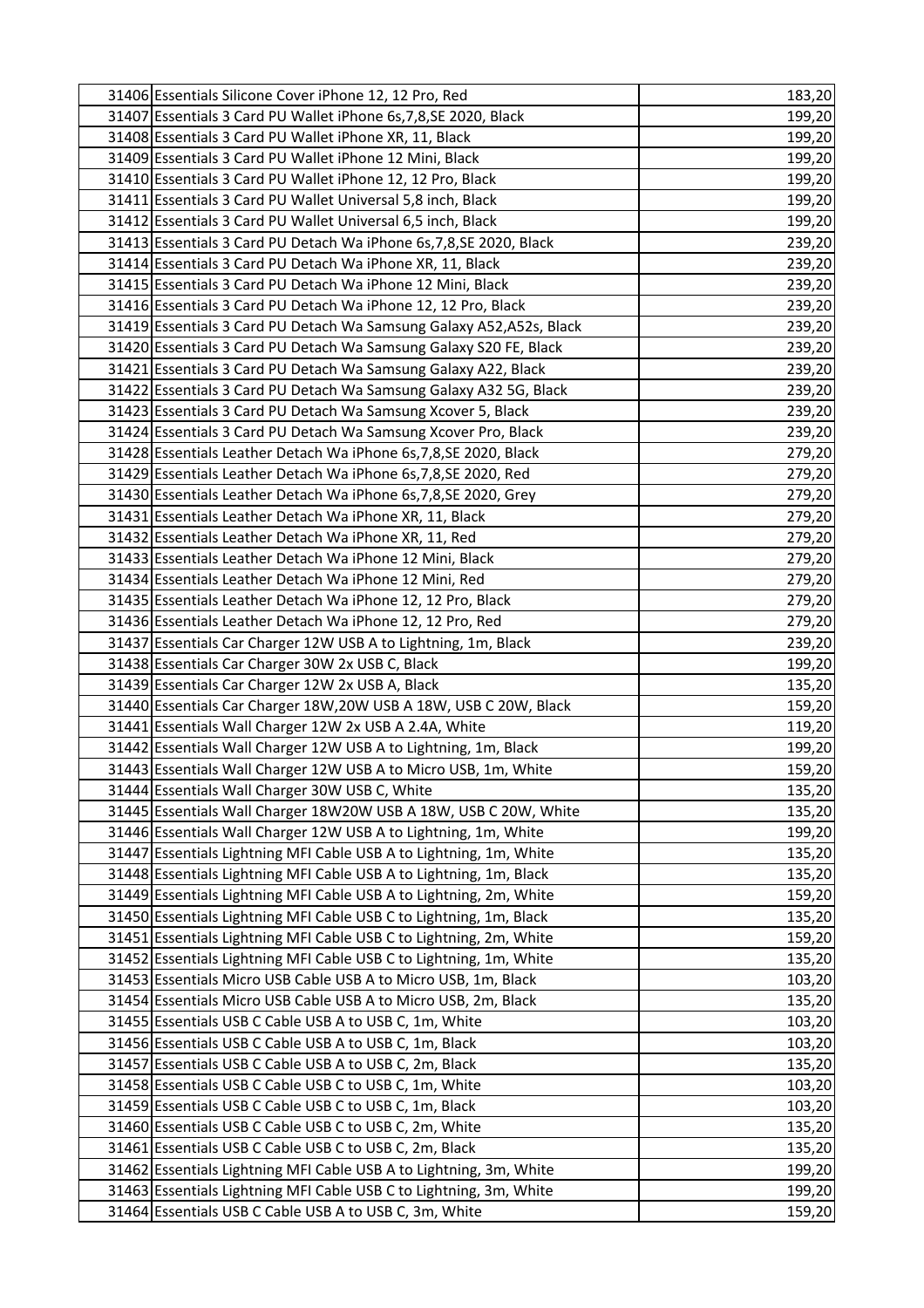| | | |
|---|---|---|
| 31406 | Essentials Silicone Cover iPhone 12, 12 Pro, Red | 183,20 |
| 31407 | Essentials 3 Card PU Wallet iPhone 6s,7,8,SE 2020, Black | 199,20 |
| 31408 | Essentials 3 Card PU Wallet iPhone XR, 11, Black | 199,20 |
| 31409 | Essentials 3 Card PU Wallet iPhone 12 Mini, Black | 199,20 |
| 31410 | Essentials 3 Card PU Wallet iPhone 12, 12 Pro, Black | 199,20 |
| 31411 | Essentials 3 Card PU Wallet Universal 5,8 inch, Black | 199,20 |
| 31412 | Essentials 3 Card PU Wallet Universal 6,5 inch, Black | 199,20 |
| 31413 | Essentials 3 Card PU Detach Wa iPhone 6s,7,8,SE 2020, Black | 239,20 |
| 31414 | Essentials 3 Card PU Detach Wa iPhone XR, 11, Black | 239,20 |
| 31415 | Essentials 3 Card PU Detach Wa iPhone 12 Mini, Black | 239,20 |
| 31416 | Essentials 3 Card PU Detach Wa iPhone 12, 12 Pro, Black | 239,20 |
| 31419 | Essentials 3 Card PU Detach Wa Samsung Galaxy A52,A52s, Black | 239,20 |
| 31420 | Essentials 3 Card PU Detach Wa Samsung Galaxy S20 FE, Black | 239,20 |
| 31421 | Essentials 3 Card PU Detach Wa Samsung Galaxy A22, Black | 239,20 |
| 31422 | Essentials 3 Card PU Detach Wa Samsung Galaxy A32 5G, Black | 239,20 |
| 31423 | Essentials 3 Card PU Detach Wa Samsung Xcover 5, Black | 239,20 |
| 31424 | Essentials 3 Card PU Detach Wa Samsung Xcover Pro, Black | 239,20 |
| 31428 | Essentials Leather Detach Wa iPhone 6s,7,8,SE 2020, Black | 279,20 |
| 31429 | Essentials Leather Detach Wa iPhone 6s,7,8,SE 2020, Red | 279,20 |
| 31430 | Essentials Leather Detach Wa iPhone 6s,7,8,SE 2020, Grey | 279,20 |
| 31431 | Essentials Leather Detach Wa iPhone XR, 11, Black | 279,20 |
| 31432 | Essentials Leather Detach Wa iPhone XR, 11, Red | 279,20 |
| 31433 | Essentials Leather Detach Wa iPhone 12 Mini, Black | 279,20 |
| 31434 | Essentials Leather Detach Wa iPhone 12 Mini, Red | 279,20 |
| 31435 | Essentials Leather Detach Wa iPhone 12, 12 Pro, Black | 279,20 |
| 31436 | Essentials Leather Detach Wa iPhone 12, 12 Pro, Red | 279,20 |
| 31437 | Essentials Car Charger 12W USB A to Lightning, 1m, Black | 239,20 |
| 31438 | Essentials Car Charger 30W 2x USB C, Black | 199,20 |
| 31439 | Essentials Car Charger 12W 2x USB A, Black | 135,20 |
| 31440 | Essentials Car Charger 18W,20W USB A 18W, USB C 20W, Black | 159,20 |
| 31441 | Essentials Wall Charger 12W 2x USB A 2.4A, White | 119,20 |
| 31442 | Essentials Wall Charger 12W USB A to Lightning, 1m, Black | 199,20 |
| 31443 | Essentials Wall Charger 12W USB A to Micro USB, 1m, White | 159,20 |
| 31444 | Essentials Wall Charger 30W USB C, White | 135,20 |
| 31445 | Essentials Wall Charger 18W20W USB A 18W, USB C 20W, White | 135,20 |
| 31446 | Essentials Wall Charger 12W USB A to Lightning, 1m, White | 199,20 |
| 31447 | Essentials Lightning MFI Cable USB A to Lightning, 1m, White | 135,20 |
| 31448 | Essentials Lightning MFI Cable USB A to Lightning, 1m, Black | 135,20 |
| 31449 | Essentials Lightning MFI Cable USB A to Lightning, 2m, White | 159,20 |
| 31450 | Essentials Lightning MFI Cable USB C to Lightning, 1m, Black | 135,20 |
| 31451 | Essentials Lightning MFI Cable USB C to Lightning, 2m, White | 159,20 |
| 31452 | Essentials Lightning MFI Cable USB C to Lightning, 1m, White | 135,20 |
| 31453 | Essentials Micro USB Cable USB A to Micro USB, 1m, Black | 103,20 |
| 31454 | Essentials Micro USB Cable USB A to Micro USB, 2m, Black | 135,20 |
| 31455 | Essentials USB C Cable USB A to USB C, 1m, White | 103,20 |
| 31456 | Essentials USB C Cable USB A to USB C, 1m, Black | 103,20 |
| 31457 | Essentials USB C Cable USB A to USB C, 2m, Black | 135,20 |
| 31458 | Essentials USB C Cable USB C to USB C, 1m, White | 103,20 |
| 31459 | Essentials USB C Cable USB C to USB C, 1m, Black | 103,20 |
| 31460 | Essentials USB C Cable USB C to USB C, 2m, White | 135,20 |
| 31461 | Essentials USB C Cable USB C to USB C, 2m, Black | 135,20 |
| 31462 | Essentials Lightning MFI Cable USB A to Lightning, 3m, White | 199,20 |
| 31463 | Essentials Lightning MFI Cable USB C to Lightning, 3m, White | 199,20 |
| 31464 | Essentials USB C Cable USB A to USB C, 3m, White | 159,20 |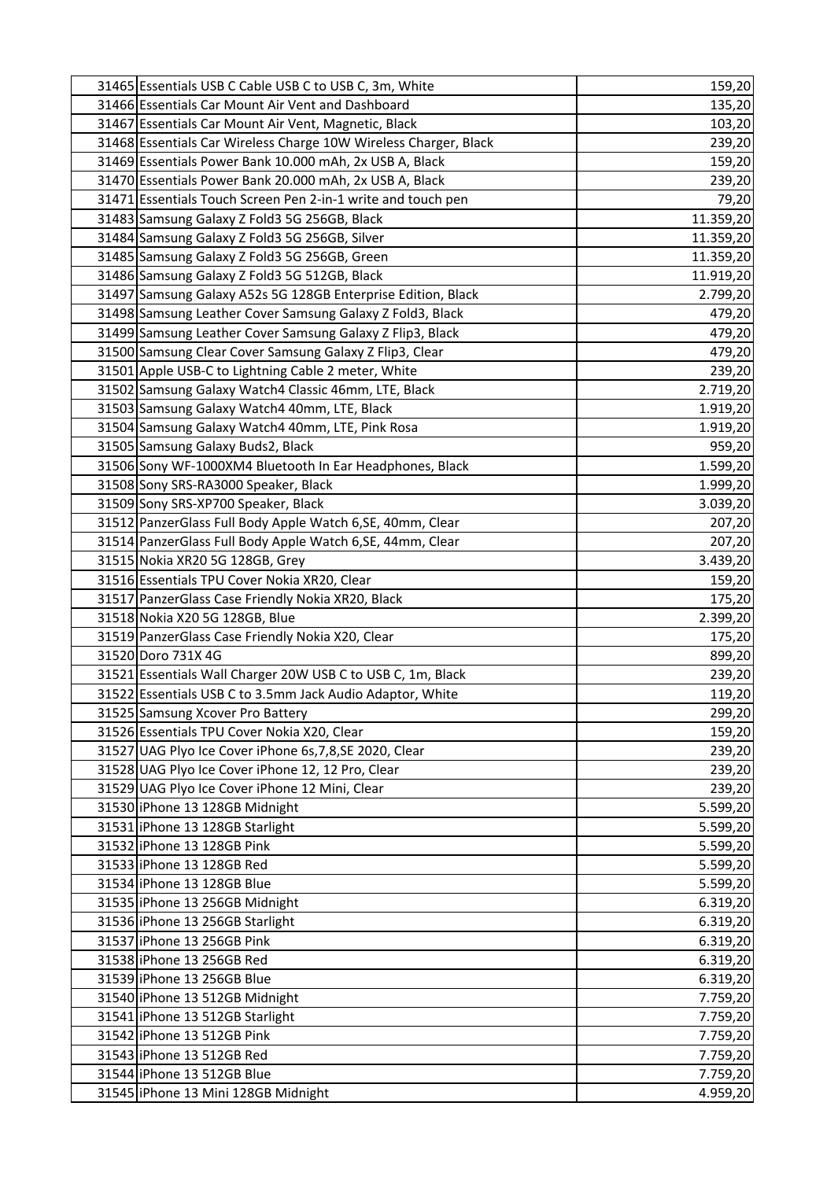| | | |
|---|---|---|
| 31465 | Essentials USB C Cable USB C to USB C, 3m, White | 159,20 |
| 31466 | Essentials Car Mount Air Vent and Dashboard | 135,20 |
| 31467 | Essentials Car Mount Air Vent, Magnetic, Black | 103,20 |
| 31468 | Essentials Car Wireless Charge 10W Wireless Charger, Black | 239,20 |
| 31469 | Essentials Power Bank 10.000 mAh, 2x USB A, Black | 159,20 |
| 31470 | Essentials Power Bank 20.000 mAh, 2x USB A, Black | 239,20 |
| 31471 | Essentials Touch Screen Pen 2-in-1 write and touch pen | 79,20 |
| 31483 | Samsung Galaxy Z Fold3 5G 256GB, Black | 11.359,20 |
| 31484 | Samsung Galaxy Z Fold3 5G 256GB, Silver | 11.359,20 |
| 31485 | Samsung Galaxy Z Fold3 5G 256GB, Green | 11.359,20 |
| 31486 | Samsung Galaxy Z Fold3 5G 512GB, Black | 11.919,20 |
| 31497 | Samsung Galaxy A52s 5G 128GB Enterprise Edition, Black | 2.799,20 |
| 31498 | Samsung Leather Cover Samsung Galaxy Z Fold3, Black | 479,20 |
| 31499 | Samsung Leather Cover Samsung Galaxy Z Flip3, Black | 479,20 |
| 31500 | Samsung Clear Cover Samsung Galaxy Z Flip3, Clear | 479,20 |
| 31501 | Apple USB-C to Lightning Cable 2 meter, White | 239,20 |
| 31502 | Samsung Galaxy Watch4 Classic 46mm, LTE, Black | 2.719,20 |
| 31503 | Samsung Galaxy Watch4 40mm, LTE, Black | 1.919,20 |
| 31504 | Samsung Galaxy Watch4 40mm, LTE, Pink Rosa | 1.919,20 |
| 31505 | Samsung Galaxy Buds2, Black | 959,20 |
| 31506 | Sony WF-1000XM4 Bluetooth In Ear Headphones, Black | 1.599,20 |
| 31508 | Sony SRS-RA3000 Speaker, Black | 1.999,20 |
| 31509 | Sony SRS-XP700 Speaker, Black | 3.039,20 |
| 31512 | PanzerGlass Full Body Apple Watch 6,SE, 40mm, Clear | 207,20 |
| 31514 | PanzerGlass Full Body Apple Watch 6,SE, 44mm, Clear | 207,20 |
| 31515 | Nokia XR20 5G 128GB, Grey | 3.439,20 |
| 31516 | Essentials TPU Cover Nokia XR20, Clear | 159,20 |
| 31517 | PanzerGlass Case Friendly Nokia XR20, Black | 175,20 |
| 31518 | Nokia X20 5G 128GB, Blue | 2.399,20 |
| 31519 | PanzerGlass Case Friendly Nokia X20, Clear | 175,20 |
| 31520 | Doro 731X 4G | 899,20 |
| 31521 | Essentials Wall Charger 20W USB C to USB C, 1m, Black | 239,20 |
| 31522 | Essentials USB C to 3.5mm Jack Audio Adaptor, White | 119,20 |
| 31525 | Samsung Xcover Pro Battery | 299,20 |
| 31526 | Essentials TPU Cover Nokia X20, Clear | 159,20 |
| 31527 | UAG Plyo Ice Cover iPhone 6s,7,8,SE 2020, Clear | 239,20 |
| 31528 | UAG Plyo Ice Cover iPhone 12, 12 Pro, Clear | 239,20 |
| 31529 | UAG Plyo Ice Cover iPhone 12 Mini, Clear | 239,20 |
| 31530 | iPhone 13 128GB Midnight | 5.599,20 |
| 31531 | iPhone 13 128GB Starlight | 5.599,20 |
| 31532 | iPhone 13 128GB Pink | 5.599,20 |
| 31533 | iPhone 13 128GB Red | 5.599,20 |
| 31534 | iPhone 13 128GB Blue | 5.599,20 |
| 31535 | iPhone 13 256GB Midnight | 6.319,20 |
| 31536 | iPhone 13 256GB Starlight | 6.319,20 |
| 31537 | iPhone 13 256GB Pink | 6.319,20 |
| 31538 | iPhone 13 256GB Red | 6.319,20 |
| 31539 | iPhone 13 256GB Blue | 6.319,20 |
| 31540 | iPhone 13 512GB Midnight | 7.759,20 |
| 31541 | iPhone 13 512GB Starlight | 7.759,20 |
| 31542 | iPhone 13 512GB Pink | 7.759,20 |
| 31543 | iPhone 13 512GB Red | 7.759,20 |
| 31544 | iPhone 13 512GB Blue | 7.759,20 |
| 31545 | iPhone 13 Mini 128GB Midnight | 4.959,20 |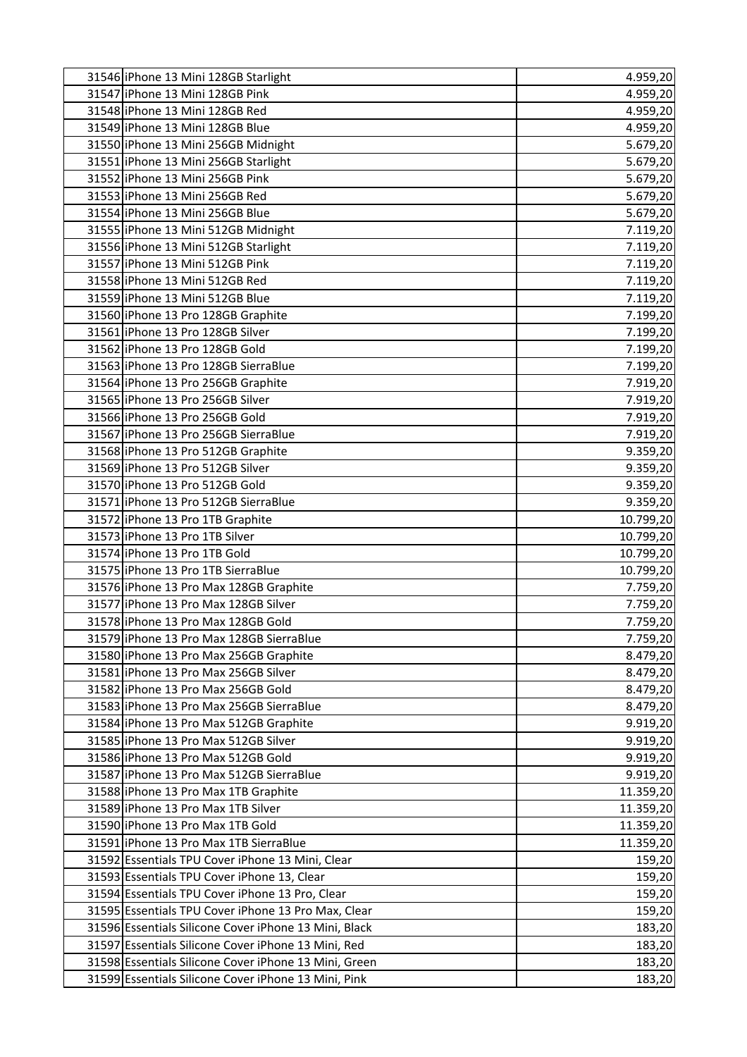| | | |
|---|---|---|
| 31546 | iPhone 13 Mini 128GB Starlight | 4.959,20 |
| 31547 | iPhone 13 Mini 128GB Pink | 4.959,20 |
| 31548 | iPhone 13 Mini 128GB Red | 4.959,20 |
| 31549 | iPhone 13 Mini 128GB Blue | 4.959,20 |
| 31550 | iPhone 13 Mini 256GB Midnight | 5.679,20 |
| 31551 | iPhone 13 Mini 256GB Starlight | 5.679,20 |
| 31552 | iPhone 13 Mini 256GB Pink | 5.679,20 |
| 31553 | iPhone 13 Mini 256GB Red | 5.679,20 |
| 31554 | iPhone 13 Mini 256GB Blue | 5.679,20 |
| 31555 | iPhone 13 Mini 512GB Midnight | 7.119,20 |
| 31556 | iPhone 13 Mini 512GB Starlight | 7.119,20 |
| 31557 | iPhone 13 Mini 512GB Pink | 7.119,20 |
| 31558 | iPhone 13 Mini 512GB Red | 7.119,20 |
| 31559 | iPhone 13 Mini 512GB Blue | 7.119,20 |
| 31560 | iPhone 13 Pro 128GB Graphite | 7.199,20 |
| 31561 | iPhone 13 Pro 128GB Silver | 7.199,20 |
| 31562 | iPhone 13 Pro 128GB Gold | 7.199,20 |
| 31563 | iPhone 13 Pro 128GB SierraBlue | 7.199,20 |
| 31564 | iPhone 13 Pro 256GB Graphite | 7.919,20 |
| 31565 | iPhone 13 Pro 256GB Silver | 7.919,20 |
| 31566 | iPhone 13 Pro 256GB Gold | 7.919,20 |
| 31567 | iPhone 13 Pro 256GB SierraBlue | 7.919,20 |
| 31568 | iPhone 13 Pro 512GB Graphite | 9.359,20 |
| 31569 | iPhone 13 Pro 512GB Silver | 9.359,20 |
| 31570 | iPhone 13 Pro 512GB Gold | 9.359,20 |
| 31571 | iPhone 13 Pro 512GB SierraBlue | 9.359,20 |
| 31572 | iPhone 13 Pro 1TB Graphite | 10.799,20 |
| 31573 | iPhone 13 Pro 1TB Silver | 10.799,20 |
| 31574 | iPhone 13 Pro 1TB Gold | 10.799,20 |
| 31575 | iPhone 13 Pro 1TB SierraBlue | 10.799,20 |
| 31576 | iPhone 13 Pro Max 128GB Graphite | 7.759,20 |
| 31577 | iPhone 13 Pro Max 128GB Silver | 7.759,20 |
| 31578 | iPhone 13 Pro Max 128GB Gold | 7.759,20 |
| 31579 | iPhone 13 Pro Max 128GB SierraBlue | 7.759,20 |
| 31580 | iPhone 13 Pro Max 256GB Graphite | 8.479,20 |
| 31581 | iPhone 13 Pro Max 256GB Silver | 8.479,20 |
| 31582 | iPhone 13 Pro Max 256GB Gold | 8.479,20 |
| 31583 | iPhone 13 Pro Max 256GB SierraBlue | 8.479,20 |
| 31584 | iPhone 13 Pro Max 512GB Graphite | 9.919,20 |
| 31585 | iPhone 13 Pro Max 512GB Silver | 9.919,20 |
| 31586 | iPhone 13 Pro Max 512GB Gold | 9.919,20 |
| 31587 | iPhone 13 Pro Max 512GB SierraBlue | 9.919,20 |
| 31588 | iPhone 13 Pro Max 1TB Graphite | 11.359,20 |
| 31589 | iPhone 13 Pro Max 1TB Silver | 11.359,20 |
| 31590 | iPhone 13 Pro Max 1TB Gold | 11.359,20 |
| 31591 | iPhone 13 Pro Max 1TB SierraBlue | 11.359,20 |
| 31592 | Essentials TPU Cover iPhone 13 Mini, Clear | 159,20 |
| 31593 | Essentials TPU Cover iPhone 13, Clear | 159,20 |
| 31594 | Essentials TPU Cover iPhone 13 Pro, Clear | 159,20 |
| 31595 | Essentials TPU Cover iPhone 13 Pro Max, Clear | 159,20 |
| 31596 | Essentials Silicone Cover iPhone 13 Mini, Black | 183,20 |
| 31597 | Essentials Silicone Cover iPhone 13 Mini, Red | 183,20 |
| 31598 | Essentials Silicone Cover iPhone 13 Mini, Green | 183,20 |
| 31599 | Essentials Silicone Cover iPhone 13 Mini, Pink | 183,20 |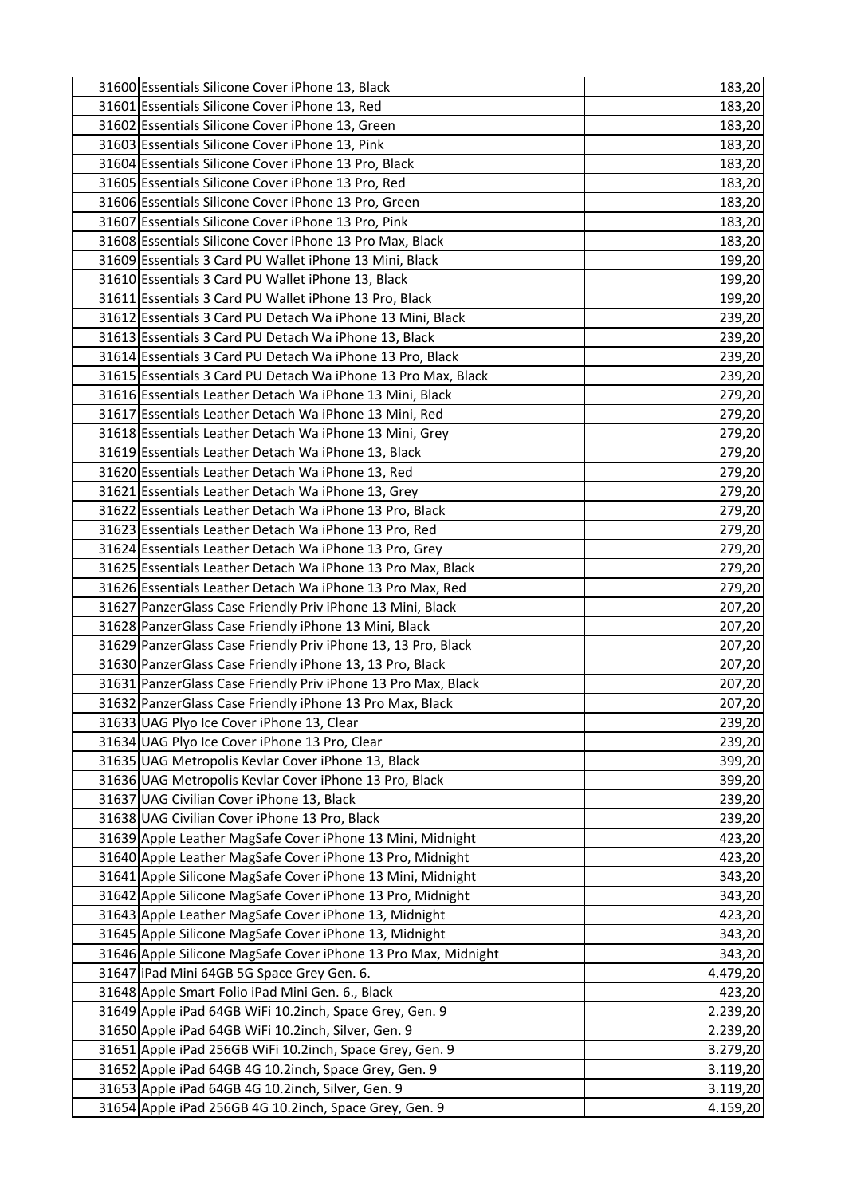| | | |
|---|---|---|
| 31600 | Essentials Silicone Cover iPhone 13, Black | 183,20 |
| 31601 | Essentials Silicone Cover iPhone 13, Red | 183,20 |
| 31602 | Essentials Silicone Cover iPhone 13, Green | 183,20 |
| 31603 | Essentials Silicone Cover iPhone 13, Pink | 183,20 |
| 31604 | Essentials Silicone Cover iPhone 13 Pro, Black | 183,20 |
| 31605 | Essentials Silicone Cover iPhone 13 Pro, Red | 183,20 |
| 31606 | Essentials Silicone Cover iPhone 13 Pro, Green | 183,20 |
| 31607 | Essentials Silicone Cover iPhone 13 Pro, Pink | 183,20 |
| 31608 | Essentials Silicone Cover iPhone 13 Pro Max, Black | 183,20 |
| 31609 | Essentials 3 Card PU Wallet iPhone 13 Mini, Black | 199,20 |
| 31610 | Essentials 3 Card PU Wallet iPhone 13, Black | 199,20 |
| 31611 | Essentials 3 Card PU Wallet iPhone 13 Pro, Black | 199,20 |
| 31612 | Essentials 3 Card PU Detach Wa iPhone 13 Mini, Black | 239,20 |
| 31613 | Essentials 3 Card PU Detach Wa iPhone 13, Black | 239,20 |
| 31614 | Essentials 3 Card PU Detach Wa iPhone 13 Pro, Black | 239,20 |
| 31615 | Essentials 3 Card PU Detach Wa iPhone 13 Pro Max, Black | 239,20 |
| 31616 | Essentials Leather Detach Wa iPhone 13 Mini, Black | 279,20 |
| 31617 | Essentials Leather Detach Wa iPhone 13 Mini, Red | 279,20 |
| 31618 | Essentials Leather Detach Wa iPhone 13 Mini, Grey | 279,20 |
| 31619 | Essentials Leather Detach Wa iPhone 13, Black | 279,20 |
| 31620 | Essentials Leather Detach Wa iPhone 13, Red | 279,20 |
| 31621 | Essentials Leather Detach Wa iPhone 13, Grey | 279,20 |
| 31622 | Essentials Leather Detach Wa iPhone 13 Pro, Black | 279,20 |
| 31623 | Essentials Leather Detach Wa iPhone 13 Pro, Red | 279,20 |
| 31624 | Essentials Leather Detach Wa iPhone 13 Pro, Grey | 279,20 |
| 31625 | Essentials Leather Detach Wa iPhone 13 Pro Max, Black | 279,20 |
| 31626 | Essentials Leather Detach Wa iPhone 13 Pro Max, Red | 279,20 |
| 31627 | PanzerGlass Case Friendly Priv iPhone 13 Mini, Black | 207,20 |
| 31628 | PanzerGlass Case Friendly iPhone 13 Mini, Black | 207,20 |
| 31629 | PanzerGlass Case Friendly Priv iPhone 13, 13 Pro, Black | 207,20 |
| 31630 | PanzerGlass Case Friendly iPhone 13, 13 Pro, Black | 207,20 |
| 31631 | PanzerGlass Case Friendly Priv iPhone 13 Pro Max, Black | 207,20 |
| 31632 | PanzerGlass Case Friendly iPhone 13 Pro Max, Black | 207,20 |
| 31633 | UAG Plyo Ice Cover iPhone 13, Clear | 239,20 |
| 31634 | UAG Plyo Ice Cover iPhone 13 Pro, Clear | 239,20 |
| 31635 | UAG Metropolis Kevlar Cover iPhone 13, Black | 399,20 |
| 31636 | UAG Metropolis Kevlar Cover iPhone 13 Pro, Black | 399,20 |
| 31637 | UAG Civilian Cover iPhone 13, Black | 239,20 |
| 31638 | UAG Civilian Cover iPhone 13 Pro, Black | 239,20 |
| 31639 | Apple Leather MagSafe Cover iPhone 13 Mini, Midnight | 423,20 |
| 31640 | Apple Leather MagSafe Cover iPhone 13 Pro, Midnight | 423,20 |
| 31641 | Apple Silicone MagSafe Cover iPhone 13 Mini, Midnight | 343,20 |
| 31642 | Apple Silicone MagSafe Cover iPhone 13 Pro, Midnight | 343,20 |
| 31643 | Apple Leather MagSafe Cover iPhone 13, Midnight | 423,20 |
| 31645 | Apple Silicone MagSafe Cover iPhone 13, Midnight | 343,20 |
| 31646 | Apple Silicone MagSafe Cover iPhone 13 Pro Max, Midnight | 343,20 |
| 31647 | iPad Mini 64GB 5G Space Grey Gen. 6. | 4.479,20 |
| 31648 | Apple Smart Folio iPad Mini Gen. 6., Black | 423,20 |
| 31649 | Apple iPad 64GB WiFi 10.2inch, Space Grey, Gen. 9 | 2.239,20 |
| 31650 | Apple iPad 64GB WiFi 10.2inch, Silver, Gen. 9 | 2.239,20 |
| 31651 | Apple iPad 256GB WiFi 10.2inch, Space Grey, Gen. 9 | 3.279,20 |
| 31652 | Apple iPad 64GB 4G 10.2inch, Space Grey, Gen. 9 | 3.119,20 |
| 31653 | Apple iPad 64GB 4G 10.2inch, Silver, Gen. 9 | 3.119,20 |
| 31654 | Apple iPad 256GB 4G 10.2inch, Space Grey, Gen. 9 | 4.159,20 |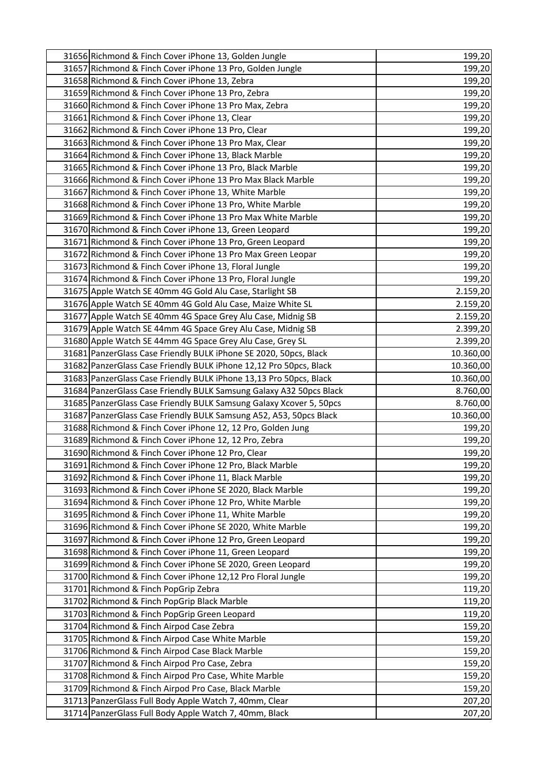| | | |
|---|---|---|
| 31656 | Richmond & Finch Cover iPhone 13, Golden Jungle | 199,20 |
| 31657 | Richmond & Finch Cover iPhone 13 Pro, Golden Jungle | 199,20 |
| 31658 | Richmond & Finch Cover iPhone 13, Zebra | 199,20 |
| 31659 | Richmond & Finch Cover iPhone 13 Pro, Zebra | 199,20 |
| 31660 | Richmond & Finch Cover iPhone 13 Pro Max, Zebra | 199,20 |
| 31661 | Richmond & Finch Cover iPhone 13, Clear | 199,20 |
| 31662 | Richmond & Finch Cover iPhone 13 Pro, Clear | 199,20 |
| 31663 | Richmond & Finch Cover iPhone 13 Pro Max, Clear | 199,20 |
| 31664 | Richmond & Finch Cover iPhone 13, Black Marble | 199,20 |
| 31665 | Richmond & Finch Cover iPhone 13 Pro, Black Marble | 199,20 |
| 31666 | Richmond & Finch Cover iPhone 13 Pro Max Black Marble | 199,20 |
| 31667 | Richmond & Finch Cover iPhone 13, White Marble | 199,20 |
| 31668 | Richmond & Finch Cover iPhone 13 Pro, White Marble | 199,20 |
| 31669 | Richmond & Finch Cover iPhone 13 Pro Max White Marble | 199,20 |
| 31670 | Richmond & Finch Cover iPhone 13, Green Leopard | 199,20 |
| 31671 | Richmond & Finch Cover iPhone 13 Pro, Green Leopard | 199,20 |
| 31672 | Richmond & Finch Cover iPhone 13 Pro Max Green Leopar | 199,20 |
| 31673 | Richmond & Finch Cover iPhone 13, Floral Jungle | 199,20 |
| 31674 | Richmond & Finch Cover iPhone 13 Pro, Floral Jungle | 199,20 |
| 31675 | Apple Watch SE 40mm 4G Gold Alu Case, Starlight SB | 2.159,20 |
| 31676 | Apple Watch SE 40mm 4G Gold Alu Case, Maize White SL | 2.159,20 |
| 31677 | Apple Watch SE 40mm 4G Space Grey Alu Case, Midnig SB | 2.159,20 |
| 31679 | Apple Watch SE 44mm 4G Space Grey Alu Case, Midnig SB | 2.399,20 |
| 31680 | Apple Watch SE 44mm 4G Space Grey Alu Case, Grey SL | 2.399,20 |
| 31681 | PanzerGlass Case Friendly BULK iPhone SE 2020, 50pcs, Black | 10.360,00 |
| 31682 | PanzerGlass Case Friendly BULK iPhone 12,12 Pro 50pcs, Black | 10.360,00 |
| 31683 | PanzerGlass Case Friendly BULK iPhone 13,13 Pro 50pcs, Black | 10.360,00 |
| 31684 | PanzerGlass Case Friendly BULK Samsung Galaxy A32 50pcs Black | 8.760,00 |
| 31685 | PanzerGlass Case Friendly BULK Samsung Galaxy Xcover 5, 50pcs | 8.760,00 |
| 31687 | PanzerGlass Case Friendly BULK Samsung A52, A53, 50pcs Black | 10.360,00 |
| 31688 | Richmond & Finch Cover iPhone 12, 12 Pro, Golden Jung | 199,20 |
| 31689 | Richmond & Finch Cover iPhone 12, 12 Pro, Zebra | 199,20 |
| 31690 | Richmond & Finch Cover iPhone 12 Pro, Clear | 199,20 |
| 31691 | Richmond & Finch Cover iPhone 12 Pro, Black Marble | 199,20 |
| 31692 | Richmond & Finch Cover iPhone 11, Black Marble | 199,20 |
| 31693 | Richmond & Finch Cover iPhone SE 2020, Black Marble | 199,20 |
| 31694 | Richmond & Finch Cover iPhone 12 Pro, White Marble | 199,20 |
| 31695 | Richmond & Finch Cover iPhone 11, White Marble | 199,20 |
| 31696 | Richmond & Finch Cover iPhone SE 2020, White Marble | 199,20 |
| 31697 | Richmond & Finch Cover iPhone 12 Pro, Green Leopard | 199,20 |
| 31698 | Richmond & Finch Cover iPhone 11, Green Leopard | 199,20 |
| 31699 | Richmond & Finch Cover iPhone SE 2020, Green Leopard | 199,20 |
| 31700 | Richmond & Finch Cover iPhone 12,12 Pro Floral Jungle | 199,20 |
| 31701 | Richmond & Finch PopGrip Zebra | 119,20 |
| 31702 | Richmond & Finch PopGrip Black Marble | 119,20 |
| 31703 | Richmond & Finch PopGrip Green Leopard | 119,20 |
| 31704 | Richmond & Finch Airpod Case Zebra | 159,20 |
| 31705 | Richmond & Finch Airpod Case White Marble | 159,20 |
| 31706 | Richmond & Finch Airpod Case Black Marble | 159,20 |
| 31707 | Richmond & Finch Airpod Pro Case, Zebra | 159,20 |
| 31708 | Richmond & Finch Airpod Pro Case, White Marble | 159,20 |
| 31709 | Richmond & Finch Airpod Pro Case, Black Marble | 159,20 |
| 31713 | PanzerGlass Full Body Apple Watch 7, 40mm, Clear | 207,20 |
| 31714 | PanzerGlass Full Body Apple Watch 7, 40mm, Black | 207,20 |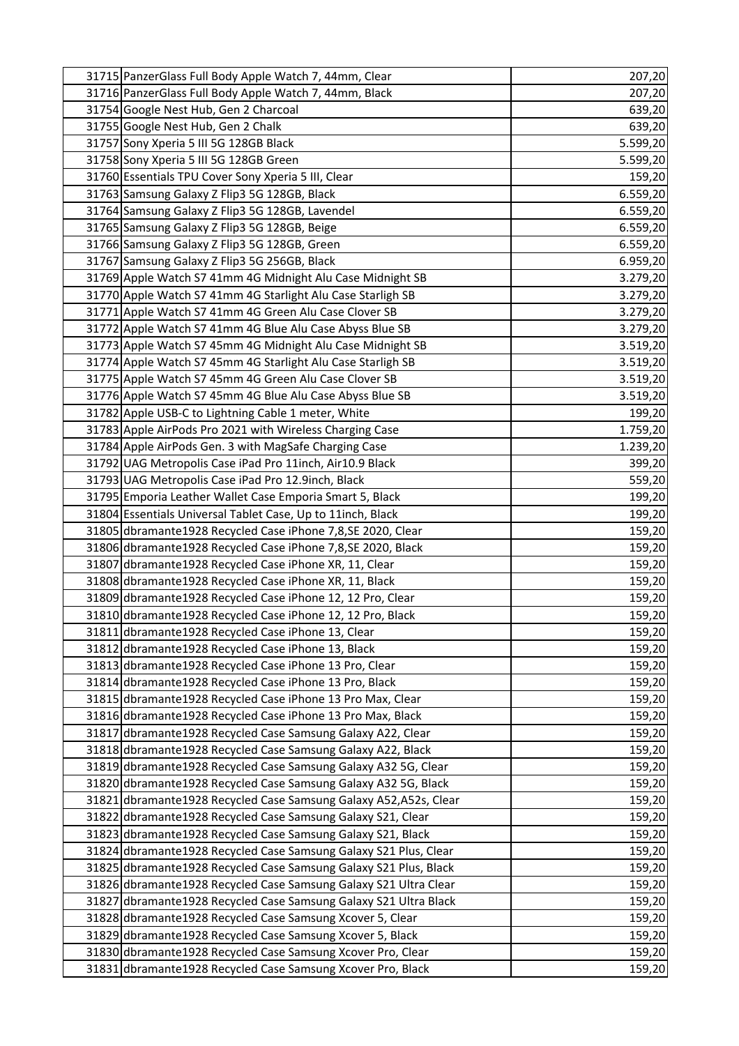| | | |
|---|---|---|
| 31715 | PanzerGlass Full Body Apple Watch 7, 44mm, Clear | 207,20 |
| 31716 | PanzerGlass Full Body Apple Watch 7, 44mm, Black | 207,20 |
| 31754 | Google Nest Hub, Gen 2 Charcoal | 639,20 |
| 31755 | Google Nest Hub, Gen 2 Chalk | 639,20 |
| 31757 | Sony Xperia 5 III 5G 128GB Black | 5.599,20 |
| 31758 | Sony Xperia 5 III 5G 128GB Green | 5.599,20 |
| 31760 | Essentials TPU Cover Sony Xperia 5 III, Clear | 159,20 |
| 31763 | Samsung Galaxy Z Flip3 5G 128GB, Black | 6.559,20 |
| 31764 | Samsung Galaxy Z Flip3 5G 128GB, Lavendel | 6.559,20 |
| 31765 | Samsung Galaxy Z Flip3 5G 128GB, Beige | 6.559,20 |
| 31766 | Samsung Galaxy Z Flip3 5G 128GB, Green | 6.559,20 |
| 31767 | Samsung Galaxy Z Flip3 5G 256GB, Black | 6.959,20 |
| 31769 | Apple Watch S7 41mm 4G Midnight Alu Case Midnight SB | 3.279,20 |
| 31770 | Apple Watch S7 41mm 4G Starlight Alu Case Starligh SB | 3.279,20 |
| 31771 | Apple Watch S7 41mm 4G Green Alu Case Clover SB | 3.279,20 |
| 31772 | Apple Watch S7 41mm 4G Blue Alu Case Abyss Blue SB | 3.279,20 |
| 31773 | Apple Watch S7 45mm 4G Midnight Alu Case Midnight SB | 3.519,20 |
| 31774 | Apple Watch S7 45mm 4G Starlight Alu Case Starligh SB | 3.519,20 |
| 31775 | Apple Watch S7 45mm 4G Green Alu Case Clover SB | 3.519,20 |
| 31776 | Apple Watch S7 45mm 4G Blue Alu Case Abyss Blue SB | 3.519,20 |
| 31782 | Apple USB-C to Lightning Cable 1 meter, White | 199,20 |
| 31783 | Apple AirPods Pro 2021 with Wireless Charging Case | 1.759,20 |
| 31784 | Apple AirPods Gen. 3 with MagSafe Charging Case | 1.239,20 |
| 31792 | UAG Metropolis Case iPad Pro 11inch, Air10.9 Black | 399,20 |
| 31793 | UAG Metropolis Case iPad Pro 12.9inch, Black | 559,20 |
| 31795 | Emporia Leather Wallet Case Emporia Smart 5, Black | 199,20 |
| 31804 | Essentials Universal Tablet Case, Up to 11inch, Black | 199,20 |
| 31805 | dbramante1928 Recycled Case iPhone 7,8,SE 2020, Clear | 159,20 |
| 31806 | dbramante1928 Recycled Case iPhone 7,8,SE 2020, Black | 159,20 |
| 31807 | dbramante1928 Recycled Case iPhone XR, 11, Clear | 159,20 |
| 31808 | dbramante1928 Recycled Case iPhone XR, 11, Black | 159,20 |
| 31809 | dbramante1928 Recycled Case iPhone 12, 12 Pro, Clear | 159,20 |
| 31810 | dbramante1928 Recycled Case iPhone 12, 12 Pro, Black | 159,20 |
| 31811 | dbramante1928 Recycled Case iPhone 13, Clear | 159,20 |
| 31812 | dbramante1928 Recycled Case iPhone 13, Black | 159,20 |
| 31813 | dbramante1928 Recycled Case iPhone 13 Pro, Clear | 159,20 |
| 31814 | dbramante1928 Recycled Case iPhone 13 Pro, Black | 159,20 |
| 31815 | dbramante1928 Recycled Case iPhone 13 Pro Max, Clear | 159,20 |
| 31816 | dbramante1928 Recycled Case iPhone 13 Pro Max, Black | 159,20 |
| 31817 | dbramante1928 Recycled Case Samsung Galaxy A22, Clear | 159,20 |
| 31818 | dbramante1928 Recycled Case Samsung Galaxy A22, Black | 159,20 |
| 31819 | dbramante1928 Recycled Case Samsung Galaxy A32 5G, Clear | 159,20 |
| 31820 | dbramante1928 Recycled Case Samsung Galaxy A32 5G, Black | 159,20 |
| 31821 | dbramante1928 Recycled Case Samsung Galaxy A52,A52s, Clear | 159,20 |
| 31822 | dbramante1928 Recycled Case Samsung Galaxy S21, Clear | 159,20 |
| 31823 | dbramante1928 Recycled Case Samsung Galaxy S21, Black | 159,20 |
| 31824 | dbramante1928 Recycled Case Samsung Galaxy S21 Plus, Clear | 159,20 |
| 31825 | dbramante1928 Recycled Case Samsung Galaxy S21 Plus, Black | 159,20 |
| 31826 | dbramante1928 Recycled Case Samsung Galaxy S21 Ultra Clear | 159,20 |
| 31827 | dbramante1928 Recycled Case Samsung Galaxy S21 Ultra Black | 159,20 |
| 31828 | dbramante1928 Recycled Case Samsung Xcover 5, Clear | 159,20 |
| 31829 | dbramante1928 Recycled Case Samsung Xcover 5, Black | 159,20 |
| 31830 | dbramante1928 Recycled Case Samsung Xcover Pro, Clear | 159,20 |
| 31831 | dbramante1928 Recycled Case Samsung Xcover Pro, Black | 159,20 |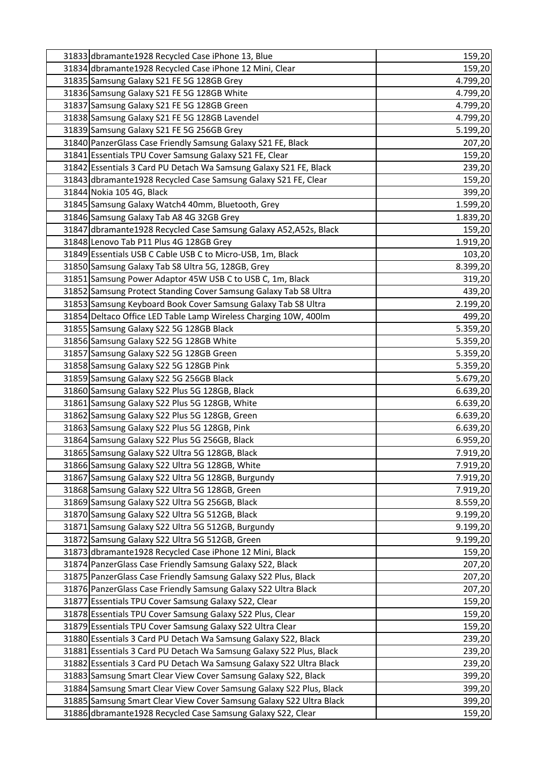| | | |
|---|---|---|
| 31833 | dbramante1928 Recycled Case iPhone 13, Blue | 159,20 |
| 31834 | dbramante1928 Recycled Case iPhone 12 Mini, Clear | 159,20 |
| 31835 | Samsung Galaxy S21 FE 5G 128GB Grey | 4.799,20 |
| 31836 | Samsung Galaxy S21 FE 5G 128GB White | 4.799,20 |
| 31837 | Samsung Galaxy S21 FE 5G 128GB Green | 4.799,20 |
| 31838 | Samsung Galaxy S21 FE 5G 128GB Lavendel | 4.799,20 |
| 31839 | Samsung Galaxy S21 FE 5G 256GB Grey | 5.199,20 |
| 31840 | PanzerGlass Case Friendly Samsung Galaxy S21 FE, Black | 207,20 |
| 31841 | Essentials TPU Cover Samsung Galaxy S21 FE, Clear | 159,20 |
| 31842 | Essentials 3 Card PU Detach Wa Samsung Galaxy S21 FE, Black | 239,20 |
| 31843 | dbramante1928 Recycled Case Samsung Galaxy S21 FE, Clear | 159,20 |
| 31844 | Nokia 105 4G, Black | 399,20 |
| 31845 | Samsung Galaxy Watch4 40mm, Bluetooth, Grey | 1.599,20 |
| 31846 | Samsung Galaxy Tab A8 4G 32GB Grey | 1.839,20 |
| 31847 | dbramante1928 Recycled Case Samsung Galaxy A52,A52s, Black | 159,20 |
| 31848 | Lenovo Tab P11 Plus 4G 128GB Grey | 1.919,20 |
| 31849 | Essentials USB C Cable USB C to Micro-USB, 1m, Black | 103,20 |
| 31850 | Samsung Galaxy Tab S8 Ultra 5G, 128GB, Grey | 8.399,20 |
| 31851 | Samsung Power Adaptor 45W USB C to USB C, 1m, Black | 319,20 |
| 31852 | Samsung Protect Standing Cover Samsung Galaxy Tab S8 Ultra | 439,20 |
| 31853 | Samsung Keyboard Book Cover Samsung Galaxy Tab S8 Ultra | 2.199,20 |
| 31854 | Deltaco Office LED Table Lamp Wireless Charging 10W, 400lm | 499,20 |
| 31855 | Samsung Galaxy S22 5G 128GB Black | 5.359,20 |
| 31856 | Samsung Galaxy S22 5G 128GB White | 5.359,20 |
| 31857 | Samsung Galaxy S22 5G 128GB Green | 5.359,20 |
| 31858 | Samsung Galaxy S22 5G 128GB Pink | 5.359,20 |
| 31859 | Samsung Galaxy S22 5G 256GB Black | 5.679,20 |
| 31860 | Samsung Galaxy S22 Plus 5G 128GB, Black | 6.639,20 |
| 31861 | Samsung Galaxy S22 Plus 5G 128GB, White | 6.639,20 |
| 31862 | Samsung Galaxy S22 Plus 5G 128GB, Green | 6.639,20 |
| 31863 | Samsung Galaxy S22 Plus 5G 128GB, Pink | 6.639,20 |
| 31864 | Samsung Galaxy S22 Plus 5G 256GB, Black | 6.959,20 |
| 31865 | Samsung Galaxy S22 Ultra 5G 128GB, Black | 7.919,20 |
| 31866 | Samsung Galaxy S22 Ultra 5G 128GB, White | 7.919,20 |
| 31867 | Samsung Galaxy S22 Ultra 5G 128GB, Burgundy | 7.919,20 |
| 31868 | Samsung Galaxy S22 Ultra 5G 128GB, Green | 7.919,20 |
| 31869 | Samsung Galaxy S22 Ultra 5G 256GB, Black | 8.559,20 |
| 31870 | Samsung Galaxy S22 Ultra 5G 512GB, Black | 9.199,20 |
| 31871 | Samsung Galaxy S22 Ultra 5G 512GB, Burgundy | 9.199,20 |
| 31872 | Samsung Galaxy S22 Ultra 5G 512GB, Green | 9.199,20 |
| 31873 | dbramante1928 Recycled Case iPhone 12 Mini, Black | 159,20 |
| 31874 | PanzerGlass Case Friendly Samsung Galaxy S22, Black | 207,20 |
| 31875 | PanzerGlass Case Friendly Samsung Galaxy S22 Plus, Black | 207,20 |
| 31876 | PanzerGlass Case Friendly Samsung Galaxy S22 Ultra Black | 207,20 |
| 31877 | Essentials TPU Cover Samsung Galaxy S22, Clear | 159,20 |
| 31878 | Essentials TPU Cover Samsung Galaxy S22 Plus, Clear | 159,20 |
| 31879 | Essentials TPU Cover Samsung Galaxy S22 Ultra Clear | 159,20 |
| 31880 | Essentials 3 Card PU Detach Wa Samsung Galaxy S22, Black | 239,20 |
| 31881 | Essentials 3 Card PU Detach Wa Samsung Galaxy S22 Plus, Black | 239,20 |
| 31882 | Essentials 3 Card PU Detach Wa Samsung Galaxy S22 Ultra Black | 239,20 |
| 31883 | Samsung Smart Clear View Cover Samsung Galaxy S22, Black | 399,20 |
| 31884 | Samsung Smart Clear View Cover Samsung Galaxy S22 Plus, Black | 399,20 |
| 31885 | Samsung Smart Clear View Cover Samsung Galaxy S22 Ultra Black | 399,20 |
| 31886 | dbramante1928 Recycled Case Samsung Galaxy S22, Clear | 159,20 |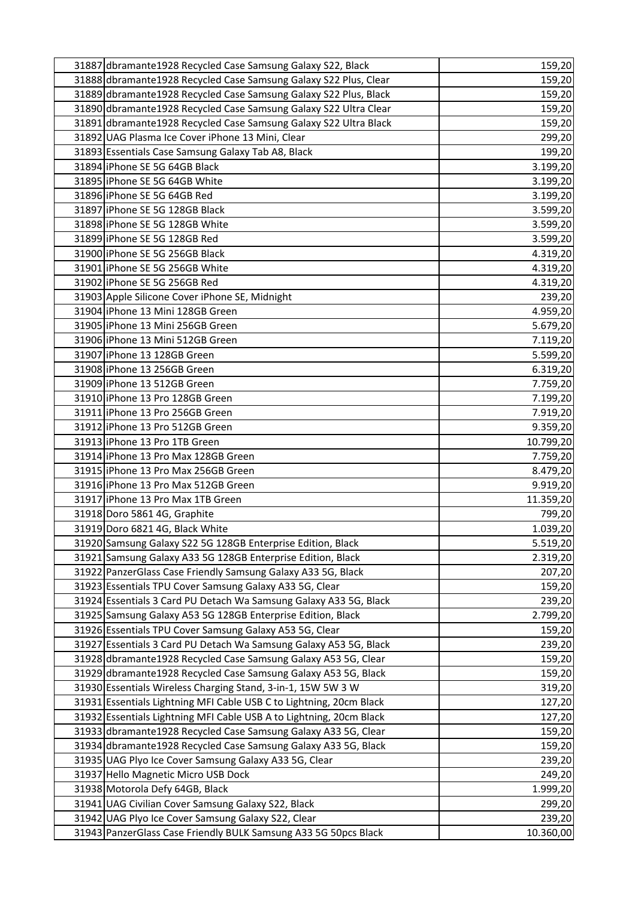| | | |
|---|---|---|
| 31887 | dbramante1928 Recycled Case Samsung Galaxy S22, Black | 159,20 |
| 31888 | dbramante1928 Recycled Case Samsung Galaxy S22 Plus, Clear | 159,20 |
| 31889 | dbramante1928 Recycled Case Samsung Galaxy S22 Plus, Black | 159,20 |
| 31890 | dbramante1928 Recycled Case Samsung Galaxy S22 Ultra Clear | 159,20 |
| 31891 | dbramante1928 Recycled Case Samsung Galaxy S22 Ultra Black | 159,20 |
| 31892 | UAG Plasma Ice Cover iPhone 13 Mini, Clear | 299,20 |
| 31893 | Essentials Case Samsung Galaxy Tab A8, Black | 199,20 |
| 31894 | iPhone SE 5G 64GB Black | 3.199,20 |
| 31895 | iPhone SE 5G 64GB White | 3.199,20 |
| 31896 | iPhone SE 5G 64GB Red | 3.199,20 |
| 31897 | iPhone SE 5G 128GB Black | 3.599,20 |
| 31898 | iPhone SE 5G 128GB White | 3.599,20 |
| 31899 | iPhone SE 5G 128GB Red | 3.599,20 |
| 31900 | iPhone SE 5G 256GB Black | 4.319,20 |
| 31901 | iPhone SE 5G 256GB White | 4.319,20 |
| 31902 | iPhone SE 5G 256GB Red | 4.319,20 |
| 31903 | Apple Silicone Cover iPhone SE, Midnight | 239,20 |
| 31904 | iPhone 13 Mini 128GB Green | 4.959,20 |
| 31905 | iPhone 13 Mini 256GB Green | 5.679,20 |
| 31906 | iPhone 13 Mini 512GB Green | 7.119,20 |
| 31907 | iPhone 13 128GB Green | 5.599,20 |
| 31908 | iPhone 13 256GB Green | 6.319,20 |
| 31909 | iPhone 13 512GB Green | 7.759,20 |
| 31910 | iPhone 13 Pro 128GB Green | 7.199,20 |
| 31911 | iPhone 13 Pro 256GB Green | 7.919,20 |
| 31912 | iPhone 13 Pro 512GB Green | 9.359,20 |
| 31913 | iPhone 13 Pro 1TB Green | 10.799,20 |
| 31914 | iPhone 13 Pro Max 128GB Green | 7.759,20 |
| 31915 | iPhone 13 Pro Max 256GB Green | 8.479,20 |
| 31916 | iPhone 13 Pro Max 512GB Green | 9.919,20 |
| 31917 | iPhone 13 Pro Max 1TB Green | 11.359,20 |
| 31918 | Doro 5861 4G, Graphite | 799,20 |
| 31919 | Doro 6821 4G, Black White | 1.039,20 |
| 31920 | Samsung Galaxy S22 5G 128GB Enterprise Edition, Black | 5.519,20 |
| 31921 | Samsung Galaxy A33 5G 128GB Enterprise Edition, Black | 2.319,20 |
| 31922 | PanzerGlass Case Friendly Samsung Galaxy A33 5G, Black | 207,20 |
| 31923 | Essentials TPU Cover Samsung Galaxy A33 5G, Clear | 159,20 |
| 31924 | Essentials 3 Card PU Detach Wa Samsung Galaxy A33 5G, Black | 239,20 |
| 31925 | Samsung Galaxy A53 5G 128GB Enterprise Edition, Black | 2.799,20 |
| 31926 | Essentials TPU Cover Samsung Galaxy A53 5G, Clear | 159,20 |
| 31927 | Essentials 3 Card PU Detach Wa Samsung Galaxy A53 5G, Black | 239,20 |
| 31928 | dbramante1928 Recycled Case Samsung Galaxy A53 5G, Clear | 159,20 |
| 31929 | dbramante1928 Recycled Case Samsung Galaxy A53 5G, Black | 159,20 |
| 31930 | Essentials Wireless Charging Stand, 3-in-1, 15W 5W 3 W | 319,20 |
| 31931 | Essentials Lightning MFI Cable USB C to Lightning, 20cm Black | 127,20 |
| 31932 | Essentials Lightning MFI Cable USB A to Lightning, 20cm Black | 127,20 |
| 31933 | dbramante1928 Recycled Case Samsung Galaxy A33 5G, Clear | 159,20 |
| 31934 | dbramante1928 Recycled Case Samsung Galaxy A33 5G, Black | 159,20 |
| 31935 | UAG Plyo Ice Cover Samsung Galaxy A33 5G, Clear | 239,20 |
| 31937 | Hello Magnetic Micro USB Dock | 249,20 |
| 31938 | Motorola Defy 64GB, Black | 1.999,20 |
| 31941 | UAG Civilian Cover Samsung Galaxy S22, Black | 299,20 |
| 31942 | UAG Plyo Ice Cover Samsung Galaxy S22, Clear | 239,20 |
| 31943 | PanzerGlass Case Friendly BULK Samsung A33 5G 50pcs Black | 10.360,00 |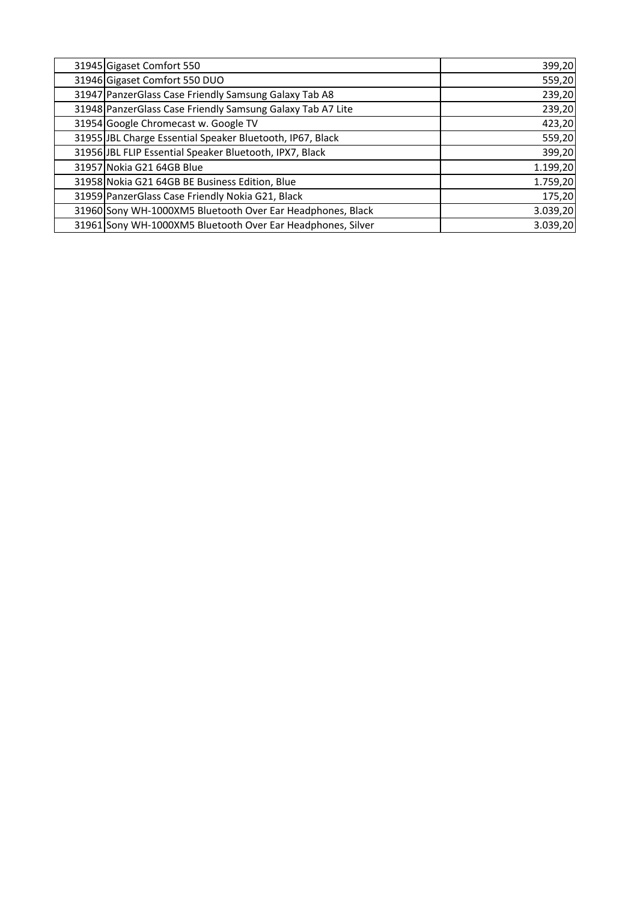| | | |
|---|---|---|
| 31945 | Gigaset Comfort 550 | 399,20 |
| 31946 | Gigaset Comfort 550 DUO | 559,20 |
| 31947 | PanzerGlass Case Friendly Samsung Galaxy Tab A8 | 239,20 |
| 31948 | PanzerGlass Case Friendly Samsung Galaxy Tab A7 Lite | 239,20 |
| 31954 | Google Chromecast w. Google TV | 423,20 |
| 31955 | JBL Charge Essential Speaker Bluetooth, IP67, Black | 559,20 |
| 31956 | JBL FLIP Essential Speaker Bluetooth, IPX7, Black | 399,20 |
| 31957 | Nokia G21 64GB Blue | 1.199,20 |
| 31958 | Nokia G21 64GB BE Business Edition, Blue | 1.759,20 |
| 31959 | PanzerGlass Case Friendly Nokia G21, Black | 175,20 |
| 31960 | Sony WH-1000XM5 Bluetooth Over Ear Headphones, Black | 3.039,20 |
| 31961 | Sony WH-1000XM5 Bluetooth Over Ear Headphones, Silver | 3.039,20 |